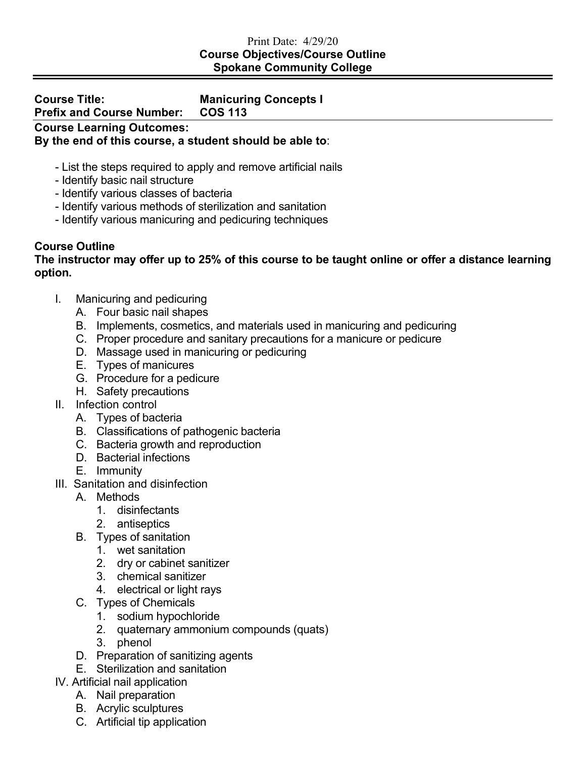Print Date: 4/29/20

**Course Objectives/Course Outline**
**Spokane Community College**

---

**Course Title:** **Manicuring Concepts I**
**Prefix and Course Number:** **COS 113**

**Course Learning Outcomes:**
**By the end of this course, a student should be able to**:

- List the steps required to apply and remove artificial nails
- Identify basic nail structure
- Identify various classes of bacteria
- Identify various methods of sterilization and sanitation
- Identify various manicuring and pedicuring techniques

**Course Outline**
**The instructor may offer up to 25% of this course to be taught online or offer a distance learning option.**

I. Manicuring and pedicuring
   A. Four basic nail shapes
   B. Implements, cosmetics, and materials used in manicuring and pedicuring
   C. Proper procedure and sanitary precautions for a manicure or pedicure
   D. Massage used in manicuring or pedicuring
   E. Types of manicures
   G. Procedure for a pedicure
   H. Safety precautions

II. Infection control
   A. Types of bacteria
   B. Classifications of pathogenic bacteria
   C. Bacteria growth and reproduction
   D. Bacterial infections
   E. Immunity

III. Sanitation and disinfection
   A. Methods
      1. disinfectants
      2. antiseptics
   B. Types of sanitation
      1. wet sanitation
      2. dry or cabinet sanitizer
      3. chemical sanitizer
      4. electrical or light rays
   C. Types of Chemicals
      1. sodium hypochloride
      2. quaternary ammonium compounds (quats)
      3. phenol
   D. Preparation of sanitizing agents
   E. Sterilization and sanitation

IV. Artificial nail application
   A. Nail preparation
   B. Acrylic sculptures
   C. Artificial tip application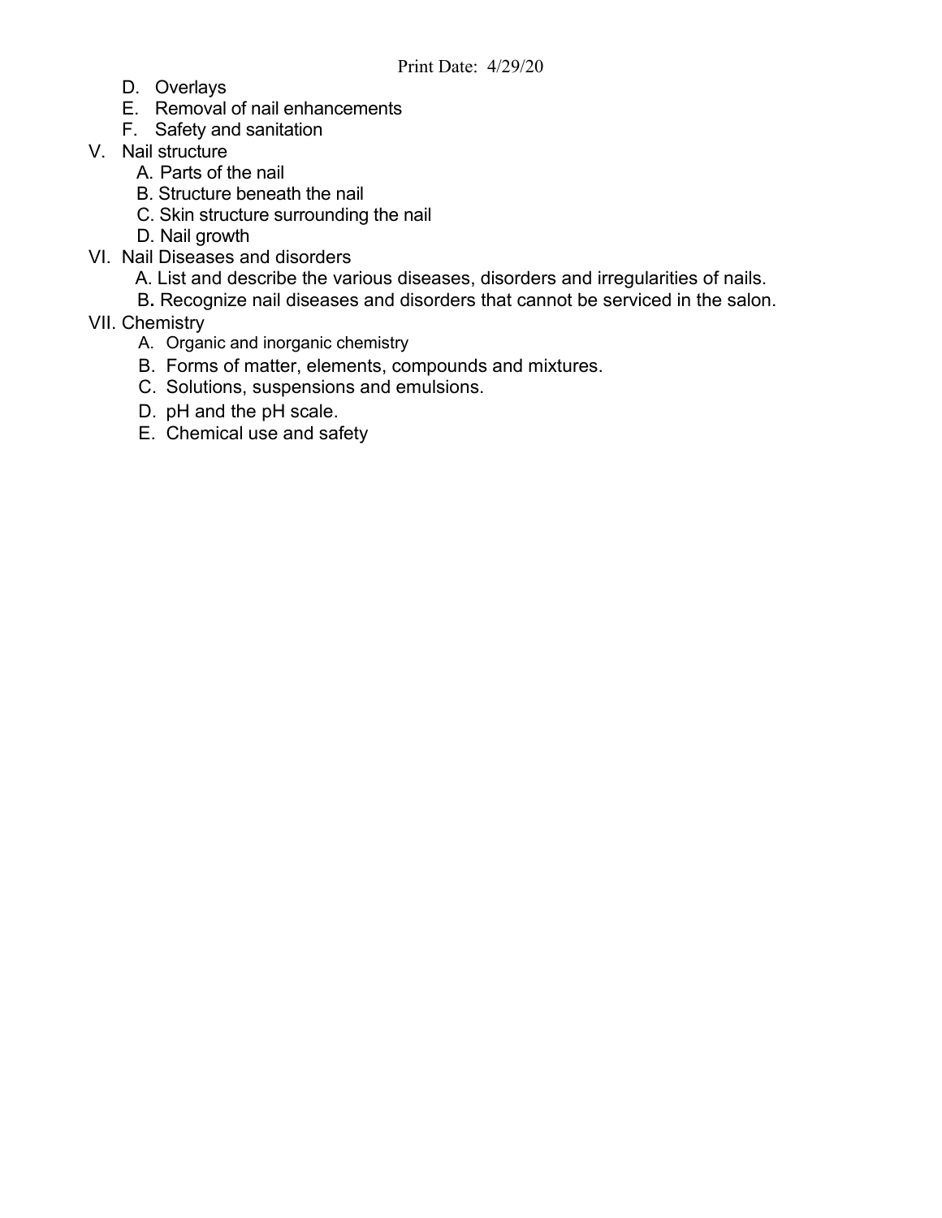D. Overlays
E. Removal of nail enhancements
F. Safety and sanitation

V. Nail structure
   A. Parts of the nail
   B. Structure beneath the nail
   C. Skin structure surrounding the nail
   D. Nail growth

VI. Nail Diseases and disorders
   A. List and describe the various diseases, disorders and irregularities of nails.
   B. Recognize nail diseases and disorders that cannot be serviced in the salon.

VII. Chemistry
   A. Organic and inorganic chemistry
   B. Forms of matter, elements, compounds and mixtures.
   C. Solutions, suspensions and emulsions.
   D. pH and the pH scale.
   E. Chemical use and safety